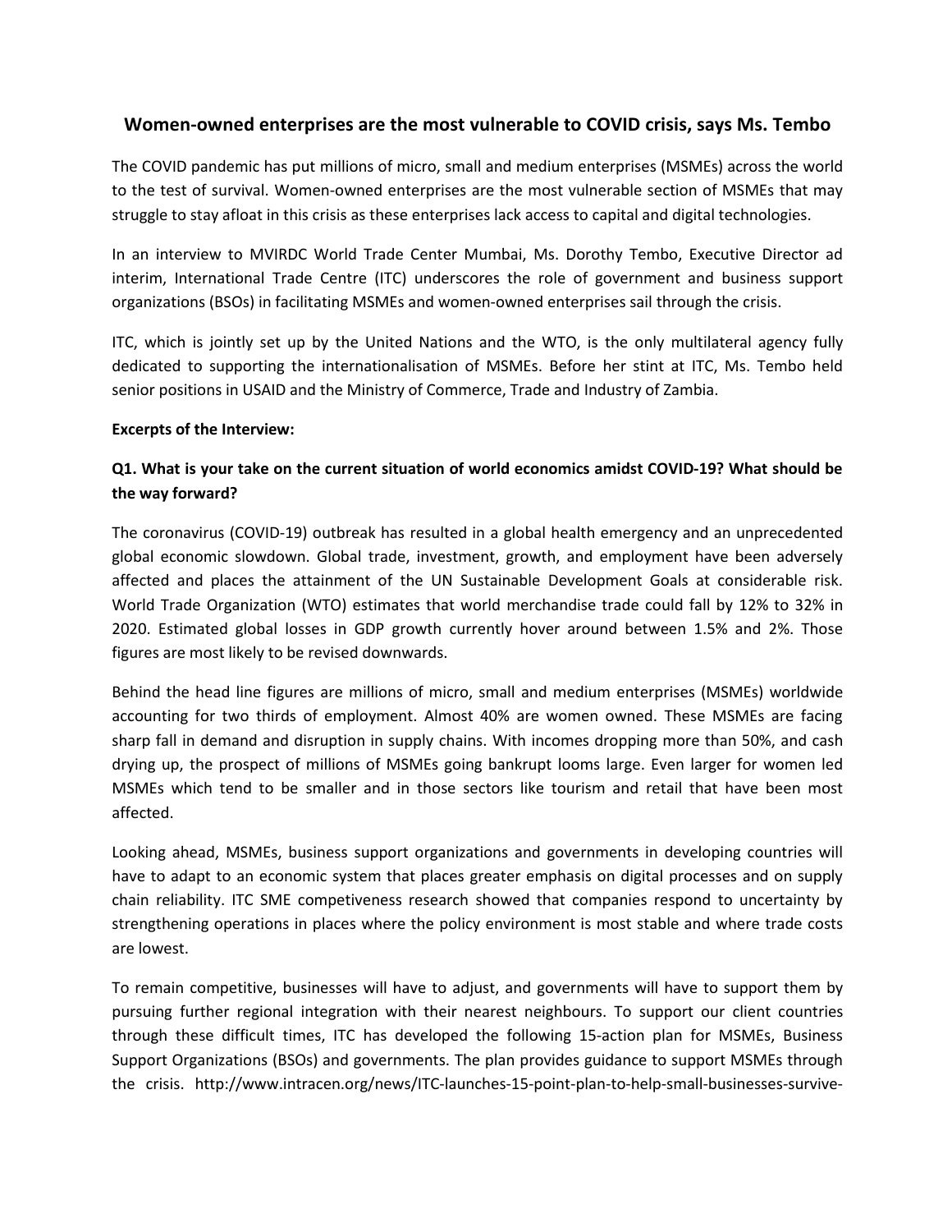## Women-owned enterprises are the most vulnerable to COVID crisis, says Ms. Tembo

The COVID pandemic has put millions of micro, small and medium enterprises (MSMEs) across the world to the test of survival. Women-owned enterprises are the most vulnerable section of MSMEs that may struggle to stay afloat in this crisis as these enterprises lack access to capital and digital technologies.

In an interview to MVIRDC World Trade Center Mumbai, Ms. Dorothy Tembo, Executive Director ad interim, International Trade Centre (ITC) underscores the role of government and business support organizations (BSOs) in facilitating MSMEs and women-owned enterprises sail through the crisis.

ITC, which is jointly set up by the United Nations and the WTO, is the only multilateral agency fully dedicated to supporting the internationalisation of MSMEs. Before her stint at ITC, Ms. Tembo held senior positions in USAID and the Ministry of Commerce, Trade and Industry of Zambia.

**Excerpts of the Interview:**

### Q1. What is your take on the current situation of world economics amidst COVID-19? What should be the way forward?

The coronavirus (COVID-19) outbreak has resulted in a global health emergency and an unprecedented global economic slowdown. Global trade, investment, growth, and employment have been adversely affected and places the attainment of the UN Sustainable Development Goals at considerable risk. World Trade Organization (WTO) estimates that world merchandise trade could fall by 12% to 32% in 2020. Estimated global losses in GDP growth currently hover around between 1.5% and 2%. Those figures are most likely to be revised downwards.

Behind the head line figures are millions of micro, small and medium enterprises (MSMEs) worldwide accounting for two thirds of employment. Almost 40% are women owned. These MSMEs are facing sharp fall in demand and disruption in supply chains. With incomes dropping more than 50%, and cash drying up, the prospect of millions of MSMEs going bankrupt looms large. Even larger for women led MSMEs which tend to be smaller and in those sectors like tourism and retail that have been most affected.

Looking ahead, MSMEs, business support organizations and governments in developing countries will have to adapt to an economic system that places greater emphasis on digital processes and on supply chain reliability. ITC SME competiveness research showed that companies respond to uncertainty by strengthening operations in places where the policy environment is most stable and where trade costs are lowest.

To remain competitive, businesses will have to adjust, and governments will have to support them by pursuing further regional integration with their nearest neighbours. To support our client countries through these difficult times, ITC has developed the following 15-action plan for MSMEs, Business Support Organizations (BSOs) and governments. The plan provides guidance to support MSMEs through the crisis. http://www.intracen.org/news/ITC-launches-15-point-plan-to-help-small-businesses-survive-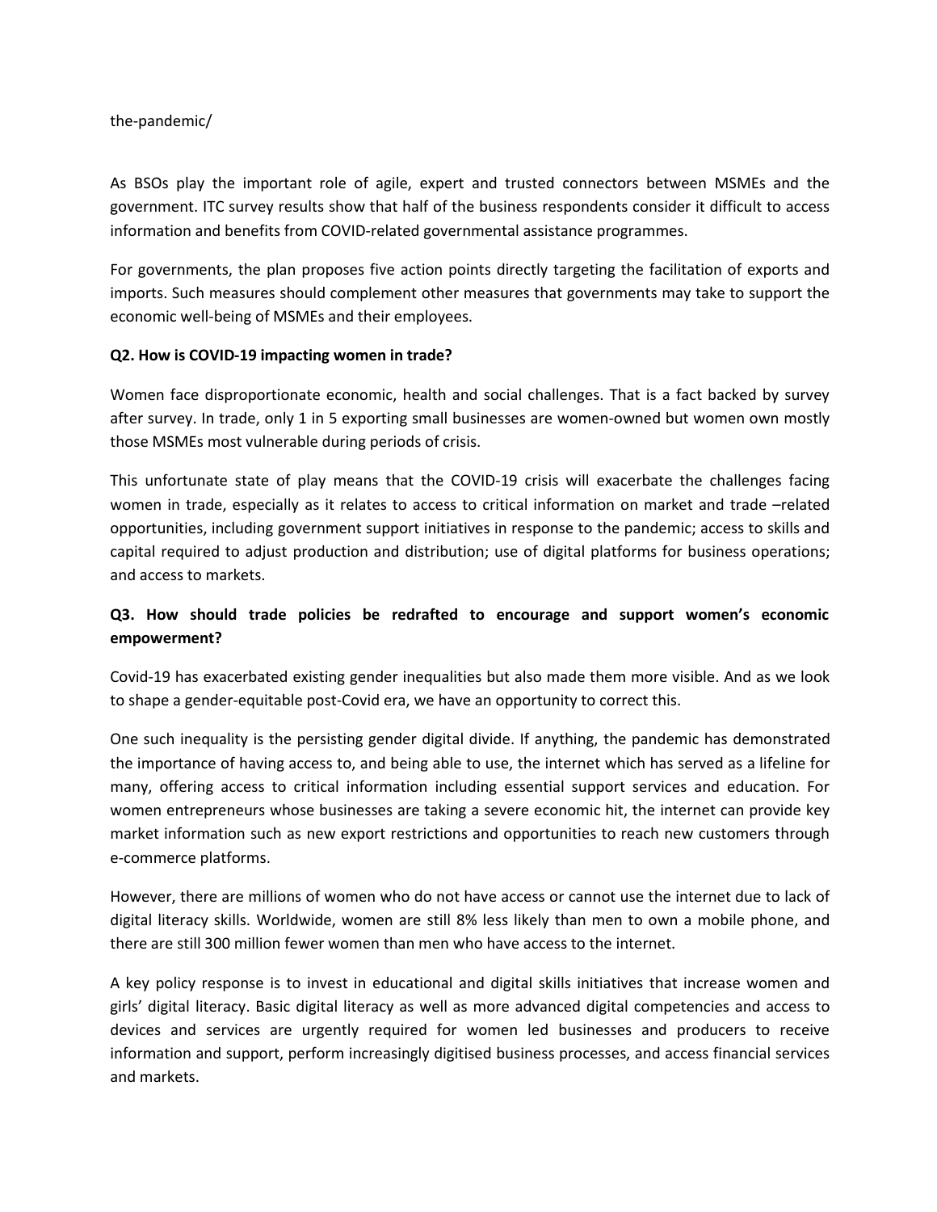the-pandemic/

As BSOs play the important role of agile, expert and trusted connectors between MSMEs and the government. ITC survey results show that half of the business respondents consider it difficult to access information and benefits from COVID-related governmental assistance programmes.

For governments, the plan proposes five action points directly targeting the facilitation of exports and imports. Such measures should complement other measures that governments may take to support the economic well-being of MSMEs and their employees.

**Q2. How is COVID-19 impacting women in trade?**

Women face disproportionate economic, health and social challenges. That is a fact backed by survey after survey. In trade, only 1 in 5 exporting small businesses are women-owned but women own mostly those MSMEs most vulnerable during periods of crisis.

This unfortunate state of play means that the COVID-19 crisis will exacerbate the challenges facing women in trade, especially as it relates to access to critical information on market and trade –related opportunities, including government support initiatives in response to the pandemic; access to skills and capital required to adjust production and distribution; use of digital platforms for business operations; and access to markets.

**Q3. How should trade policies be redrafted to encourage and support women's economic empowerment?**

Covid-19 has exacerbated existing gender inequalities but also made them more visible. And as we look to shape a gender-equitable post-Covid era, we have an opportunity to correct this.

One such inequality is the persisting gender digital divide. If anything, the pandemic has demonstrated the importance of having access to, and being able to use, the internet which has served as a lifeline for many, offering access to critical information including essential support services and education. For women entrepreneurs whose businesses are taking a severe economic hit, the internet can provide key market information such as new export restrictions and opportunities to reach new customers through e-commerce platforms.

However, there are millions of women who do not have access or cannot use the internet due to lack of digital literacy skills. Worldwide, women are still 8% less likely than men to own a mobile phone, and there are still 300 million fewer women than men who have access to the internet.

A key policy response is to invest in educational and digital skills initiatives that increase women and girls' digital literacy. Basic digital literacy as well as more advanced digital competencies and access to devices and services are urgently required for women led businesses and producers to receive information and support, perform increasingly digitised business processes, and access financial services and markets.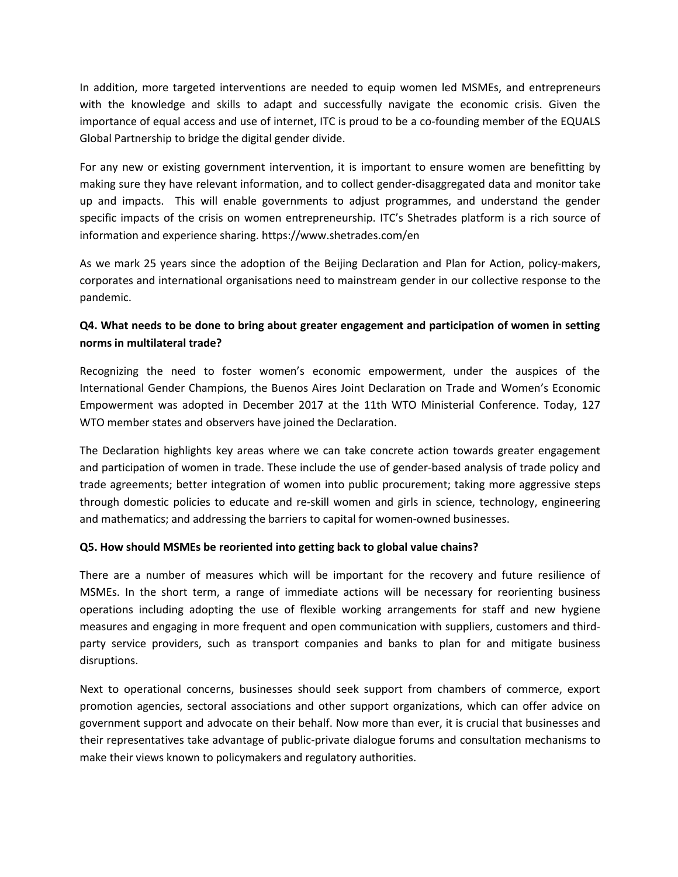In addition, more targeted interventions are needed to equip women led MSMEs, and entrepreneurs with the knowledge and skills to adapt and successfully navigate the economic crisis. Given the importance of equal access and use of internet, ITC is proud to be a co-founding member of the EQUALS Global Partnership to bridge the digital gender divide.

For any new or existing government intervention, it is important to ensure women are benefitting by making sure they have relevant information, and to collect gender-disaggregated data and monitor take up and impacts. This will enable governments to adjust programmes, and understand the gender specific impacts of the crisis on women entrepreneurship. ITC's Shetrades platform is a rich source of information and experience sharing. https://www.shetrades.com/en

As we mark 25 years since the adoption of the Beijing Declaration and Plan for Action, policy-makers, corporates and international organisations need to mainstream gender in our collective response to the pandemic.

**Q4. What needs to be done to bring about greater engagement and participation of women in setting norms in multilateral trade?**

Recognizing the need to foster women's economic empowerment, under the auspices of the International Gender Champions, the Buenos Aires Joint Declaration on Trade and Women's Economic Empowerment was adopted in December 2017 at the 11th WTO Ministerial Conference. Today, 127 WTO member states and observers have joined the Declaration.

The Declaration highlights key areas where we can take concrete action towards greater engagement and participation of women in trade. These include the use of gender-based analysis of trade policy and trade agreements; better integration of women into public procurement; taking more aggressive steps through domestic policies to educate and re-skill women and girls in science, technology, engineering and mathematics; and addressing the barriers to capital for women-owned businesses.

**Q5. How should MSMEs be reoriented into getting back to global value chains?**

There are a number of measures which will be important for the recovery and future resilience of MSMEs. In the short term, a range of immediate actions will be necessary for reorienting business operations including adopting the use of flexible working arrangements for staff and new hygiene measures and engaging in more frequent and open communication with suppliers, customers and third-party service providers, such as transport companies and banks to plan for and mitigate business disruptions.

Next to operational concerns, businesses should seek support from chambers of commerce, export promotion agencies, sectoral associations and other support organizations, which can offer advice on government support and advocate on their behalf. Now more than ever, it is crucial that businesses and their representatives take advantage of public-private dialogue forums and consultation mechanisms to make their views known to policymakers and regulatory authorities.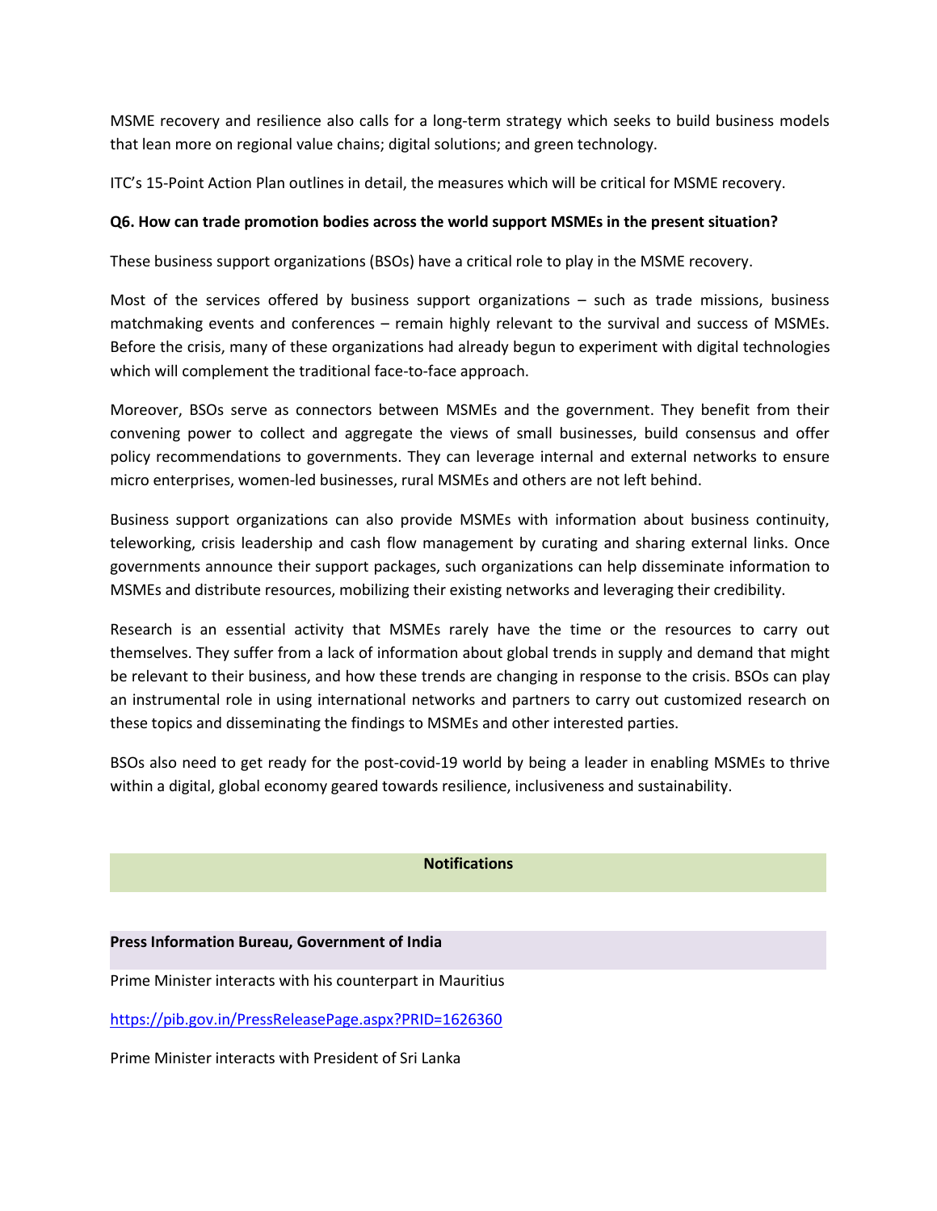MSME recovery and resilience also calls for a long-term strategy which seeks to build business models that lean more on regional value chains; digital solutions; and green technology.

ITC's 15-Point Action Plan outlines in detail, the measures which will be critical for MSME recovery.

**Q6. How can trade promotion bodies across the world support MSMEs in the present situation?**

These business support organizations (BSOs) have a critical role to play in the MSME recovery.

Most of the services offered by business support organizations – such as trade missions, business matchmaking events and conferences – remain highly relevant to the survival and success of MSMEs. Before the crisis, many of these organizations had already begun to experiment with digital technologies which will complement the traditional face-to-face approach.

Moreover, BSOs serve as connectors between MSMEs and the government. They benefit from their convening power to collect and aggregate the views of small businesses, build consensus and offer policy recommendations to governments. They can leverage internal and external networks to ensure micro enterprises, women-led businesses, rural MSMEs and others are not left behind.

Business support organizations can also provide MSMEs with information about business continuity, teleworking, crisis leadership and cash flow management by curating and sharing external links. Once governments announce their support packages, such organizations can help disseminate information to MSMEs and distribute resources, mobilizing their existing networks and leveraging their credibility.

Research is an essential activity that MSMEs rarely have the time or the resources to carry out themselves. They suffer from a lack of information about global trends in supply and demand that might be relevant to their business, and how these trends are changing in response to the crisis. BSOs can play an instrumental role in using international networks and partners to carry out customized research on these topics and disseminating the findings to MSMEs and other interested parties.

BSOs also need to get ready for the post-covid-19 world by being a leader in enabling MSMEs to thrive within a digital, global economy geared towards resilience, inclusiveness and sustainability.

## Notifications

**Press Information Bureau, Government of India**

Prime Minister interacts with his counterpart in Mauritius

https://pib.gov.in/PressReleasePage.aspx?PRID=1626360

Prime Minister interacts with President of Sri Lanka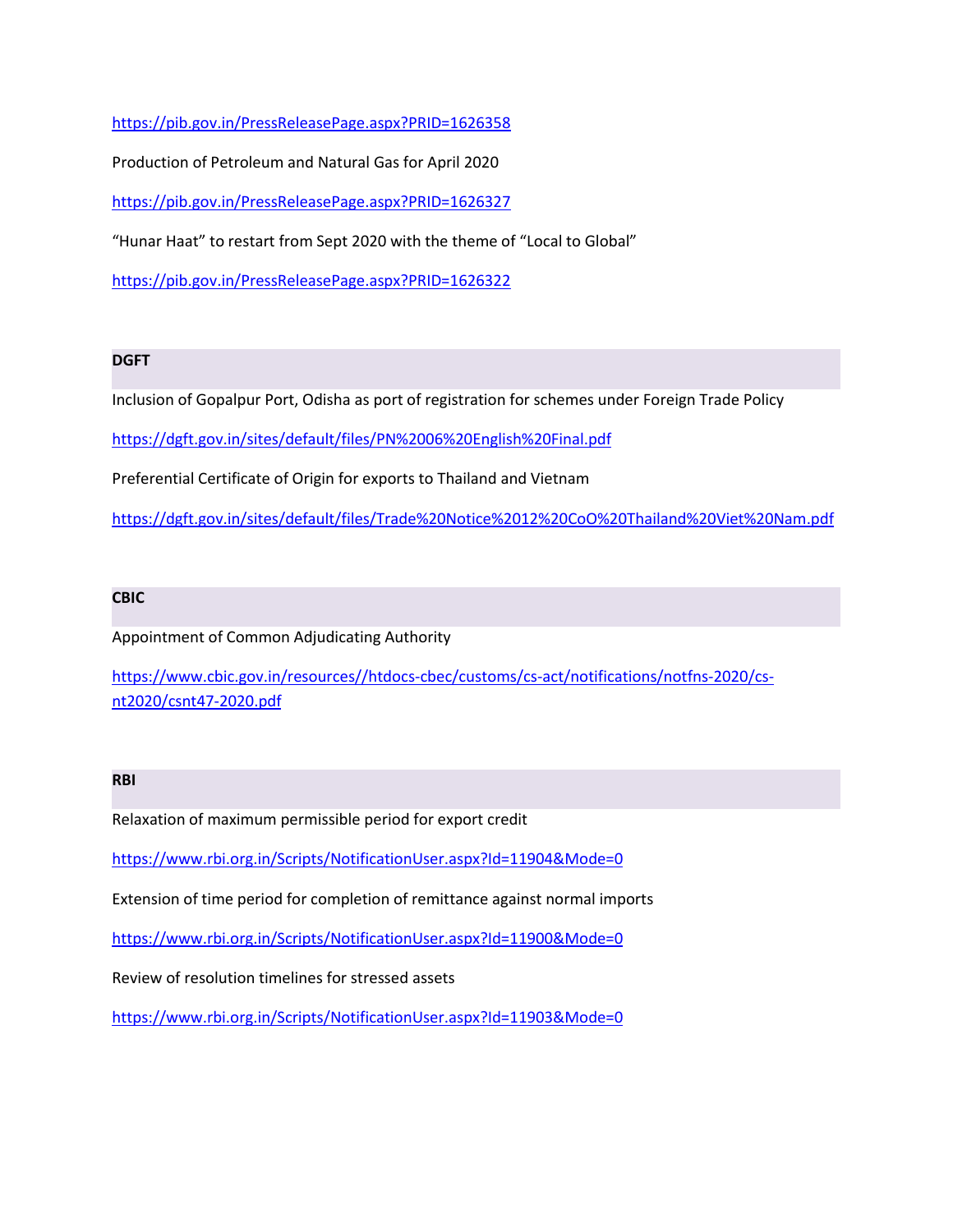https://pib.gov.in/PressReleasePage.aspx?PRID=1626358

Production of Petroleum and Natural Gas for April 2020

https://pib.gov.in/PressReleasePage.aspx?PRID=1626327

"Hunar Haat" to restart from Sept 2020 with the theme of "Local to Global"

https://pib.gov.in/PressReleasePage.aspx?PRID=1626322

**DGFT**

Inclusion of Gopalpur Port, Odisha as port of registration for schemes under Foreign Trade Policy

https://dgft.gov.in/sites/default/files/PN%2006%20English%20Final.pdf

Preferential Certificate of Origin for exports to Thailand and Vietnam

https://dgft.gov.in/sites/default/files/Trade%20Notice%2012%20CoO%20Thailand%20Viet%20Nam.pdf

**CBIC**

Appointment of Common Adjudicating Authority

https://www.cbic.gov.in/resources//htdocs-cbec/customs/cs-act/notifications/notfns-2020/cs-nt2020/csnt47-2020.pdf

**RBI**

Relaxation of maximum permissible period for export credit

https://www.rbi.org.in/Scripts/NotificationUser.aspx?Id=11904&Mode=0

Extension of time period for completion of remittance against normal imports

https://www.rbi.org.in/Scripts/NotificationUser.aspx?Id=11900&Mode=0

Review of resolution timelines for stressed assets

https://www.rbi.org.in/Scripts/NotificationUser.aspx?Id=11903&Mode=0